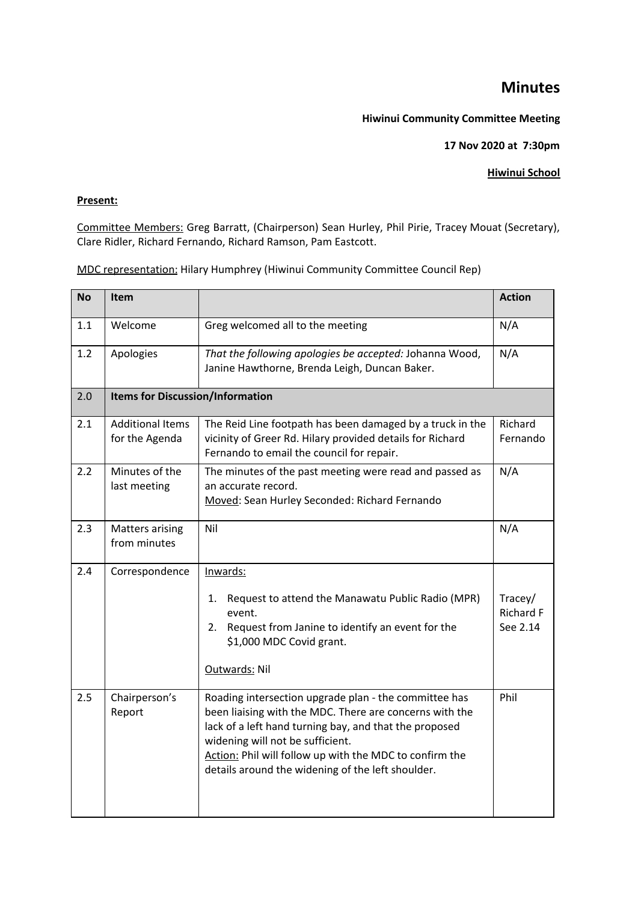# Minutes

**Hiwinui Community Committee Meeting**

**17 Nov 2020 at 7:30pm**

**Hiwinui School**

**Present:**

Committee Members: Greg Barratt, (Chairperson) Sean Hurley, Phil Pirie, Tracey Mouat (Secretary), Clare Ridler, Richard Fernando, Richard Ramson, Pam Eastcott.

MDC representation: Hilary Humphrey (Hiwinui Community Committee Council Rep)

| No | Item | | Action |
|---|---|---|---|
| 1.1 | Welcome | Greg welcomed all to the meeting | N/A |
| 1.2 | Apologies | *That the following apologies be accepted:* Johanna Wood, Janine Hawthorne, Brenda Leigh, Duncan Baker. | N/A |
| 2.0 | **Items for Discussion/Information** | | |
| 2.1 | Additional Items for the Agenda | The Reid Line footpath has been damaged by a truck in the vicinity of Greer Rd. Hilary provided details for Richard Fernando to email the council for repair. | Richard Fernando |
| 2.2 | Minutes of the last meeting | The minutes of the past meeting were read and passed as an accurate record.<br>Moved: Sean Hurley Seconded: Richard Fernando | N/A |
| 2.3 | Matters arising from minutes | Nil | N/A |
| 2.4 | Correspondence | Inwards:<br>1. Request to attend the Manawatu Public Radio (MPR) event.<br>2. Request from Janine to identify an event for the $1,000 MDC Covid grant.<br><br>Outwards: Nil | Tracey/ Richard F See 2.14 |
| 2.5 | Chairperson's Report | Roading intersection upgrade plan - the committee has been liaising with the MDC. There are concerns with the lack of a left hand turning bay, and that the proposed widening will not be sufficient.<br>Action: Phil will follow up with the MDC to confirm the details around the widening of the left shoulder. | Phil |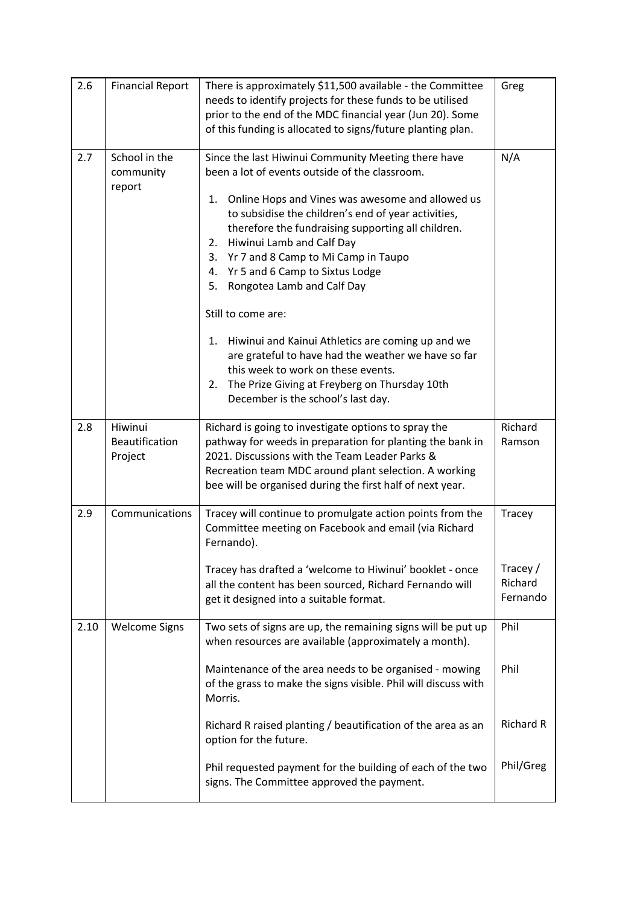| 2.6 | Financial Report | There is approximately $11,500 available - the Committee needs to identify projects for these funds to be utilised prior to the end of the MDC financial year (Jun 20). Some of this funding is allocated to signs/future planting plan. | Greg |
|---|---|---|---|
| 2.7 | School in the community report | Since the last Hiwinui Community Meeting there have been a lot of events outside of the classroom.<br><br>1. Online Hops and Vines was awesome and allowed us to subsidise the children's end of year activities, therefore the fundraising supporting all children.<br>2. Hiwinui Lamb and Calf Day<br>3. Yr 7 and 8 Camp to Mi Camp in Taupo<br>4. Yr 5 and 6 Camp to Sixtus Lodge<br>5. Rongotea Lamb and Calf Day<br><br>Still to come are:<br><br>1. Hiwinui and Kainui Athletics are coming up and we are grateful to have had the weather we have so far this week to work on these events.<br>2. The Prize Giving at Freyberg on Thursday 10th December is the school's last day. | N/A |
| 2.8 | Hiwinui Beautification Project | Richard is going to investigate options to spray the pathway for weeds in preparation for planting the bank in 2021. Discussions with the Team Leader Parks & Recreation team MDC around plant selection. A working bee will be organised during the first half of next year. | Richard Ramson |
| 2.9 | Communications | Tracey will continue to promulgate action points from the Committee meeting on Facebook and email (via Richard Fernando).<br><br>Tracey has drafted a 'welcome to Hiwinui' booklet - once all the content has been sourced, Richard Fernando will get it designed into a suitable format. | Tracey<br><br>Tracey / Richard Fernando |
| 2.10 | Welcome Signs | Two sets of signs are up, the remaining signs will be put up when resources are available (approximately a month).<br><br>Maintenance of the area needs to be organised - mowing of the grass to make the signs visible. Phil will discuss with Morris.<br><br>Richard R raised planting / beautification of the area as an option for the future.<br><br>Phil requested payment for the building of each of the two signs. The Committee approved the payment. | Phil<br><br>Phil<br><br>Richard R<br><br>Phil/Greg |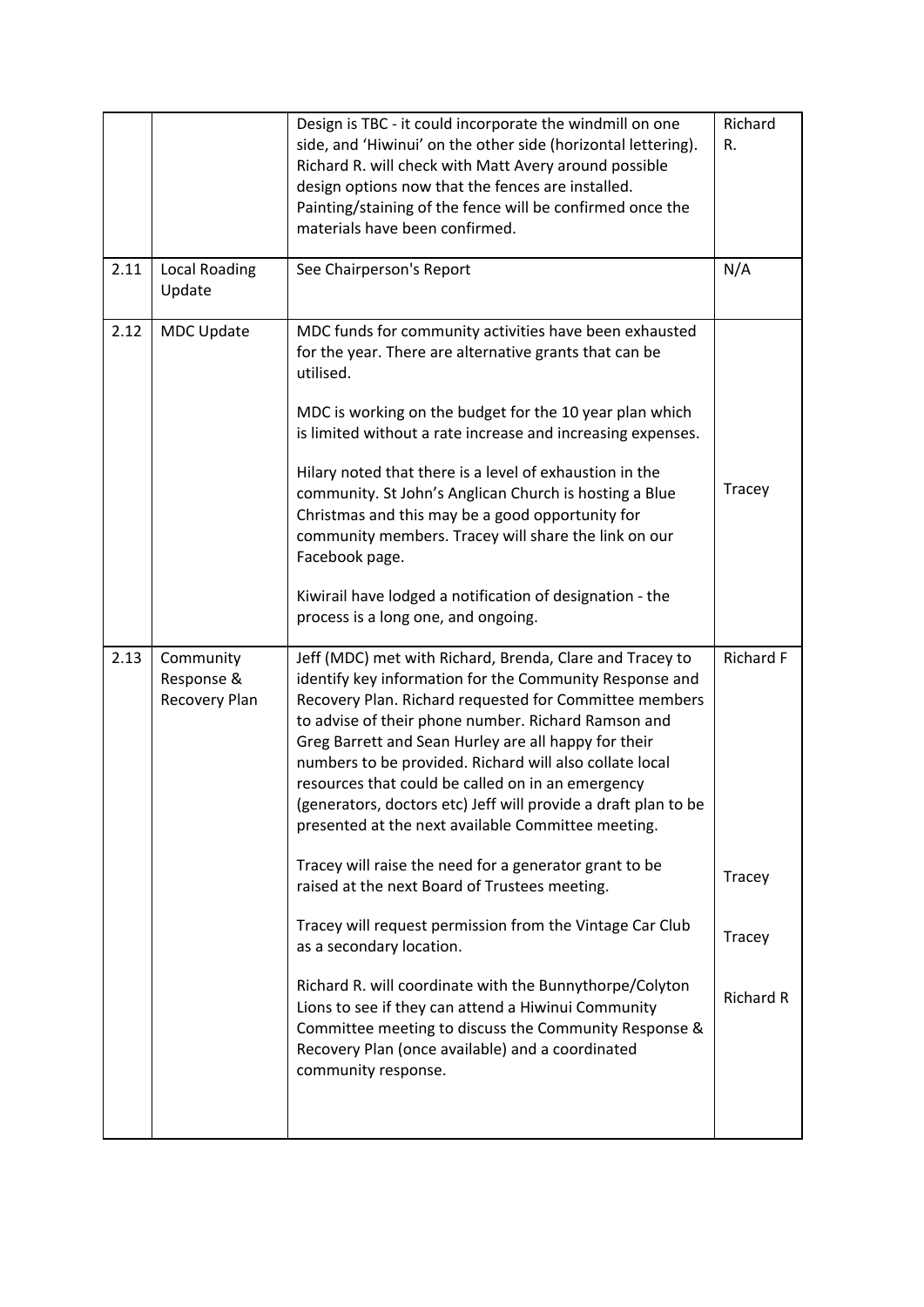|  |  |  |  |
|---|---|---|---|
|  |  | Design is TBC - it could incorporate the windmill on one side, and 'Hiwinui' on the other side (horizontal lettering). Richard R. will check with Matt Avery around possible design options now that the fences are installed. Painting/staining of the fence will be confirmed once the materials have been confirmed. | Richard R. |
| 2.11 | Local Roading Update | See Chairperson's Report | N/A |
| 2.12 | MDC Update | MDC funds for community activities have been exhausted for the year. There are alternative grants that can be utilised.<br><br>MDC is working on the budget for the 10 year plan which is limited without a rate increase and increasing expenses.<br><br>Hilary noted that there is a level of exhaustion in the community. St John's Anglican Church is hosting a Blue Christmas and this may be a good opportunity for community members. Tracey will share the link on our Facebook page.<br><br>Kiwirail have lodged a notification of designation - the process is a long one, and ongoing. | Tracey |
| 2.13 | Community Response & Recovery Plan | Jeff (MDC) met with Richard, Brenda, Clare and Tracey to identify key information for the Community Response and Recovery Plan. Richard requested for Committee members to advise of their phone number. Richard Ramson and Greg Barrett and Sean Hurley are all happy for their numbers to be provided. Richard will also collate local resources that could be called on in an emergency (generators, doctors etc) Jeff will provide a draft plan to be presented at the next available Committee meeting.<br><br>Tracey will raise the need for a generator grant to be raised at the next Board of Trustees meeting.<br><br>Tracey will request permission from the Vintage Car Club as a secondary location.<br><br>Richard R. will coordinate with the Bunnythorpe/Colyton Lions to see if they can attend a Hiwinui Community Committee meeting to discuss the Community Response & Recovery Plan (once available) and a coordinated community response. | Richard F<br><br>Tracey<br><br>Tracey<br><br>Richard R |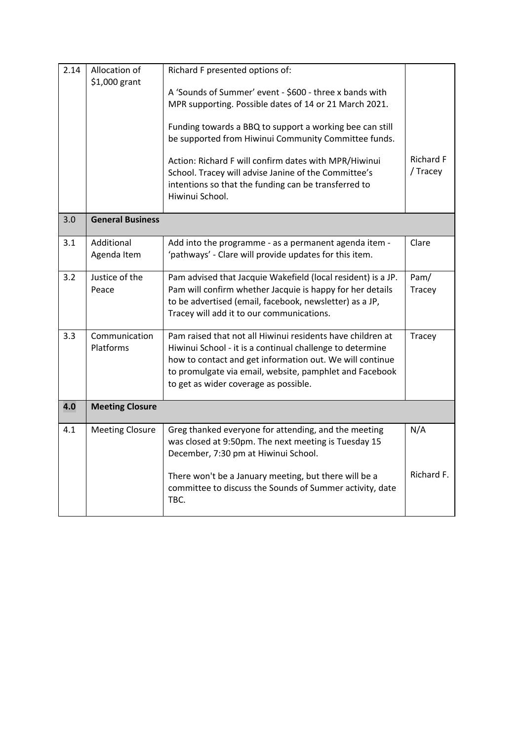| | | | |
|---|---|---|---|
| 2.14 | Allocation of $1,000 grant | Richard F presented options of:<br><br>A 'Sounds of Summer' event - $600 - three x bands with MPR supporting. Possible dates of 14 or 21 March 2021.<br><br>Funding towards a BBQ to support a working bee can still be supported from Hiwinui Community Committee funds.<br><br>Action: Richard F will confirm dates with MPR/Hiwinui School. Tracey will advise Janine of the Committee's intentions so that the funding can be transferred to Hiwinui School. | Richard F / Tracey |
| 3.0 | **General Business** | | |
| 3.1 | Additional Agenda Item | Add into the programme - as a permanent agenda item - 'pathways' - Clare will provide updates for this item. | Clare |
| 3.2 | Justice of the Peace | Pam advised that Jacquie Wakefield (local resident) is a JP. Pam will confirm whether Jacquie is happy for her details to be advertised (email, facebook, newsletter) as a JP, Tracey will add it to our communications. | Pam/ Tracey |
| 3.3 | Communication Platforms | Pam raised that not all Hiwinui residents have children at Hiwinui School - it is a continual challenge to determine how to contact and get information out. We will continue to promulgate via email, website, pamphlet and Facebook to get as wider coverage as possible. | Tracey |
| **4.0** | **Meeting Closure** | | |
| 4.1 | Meeting Closure | Greg thanked everyone for attending, and the meeting was closed at 9:50pm. The next meeting is Tuesday 15 December, 7:30 pm at Hiwinui School.<br><br>There won't be a January meeting, but there will be a committee to discuss the Sounds of Summer activity, date TBC. | N/A<br><br>Richard F. |